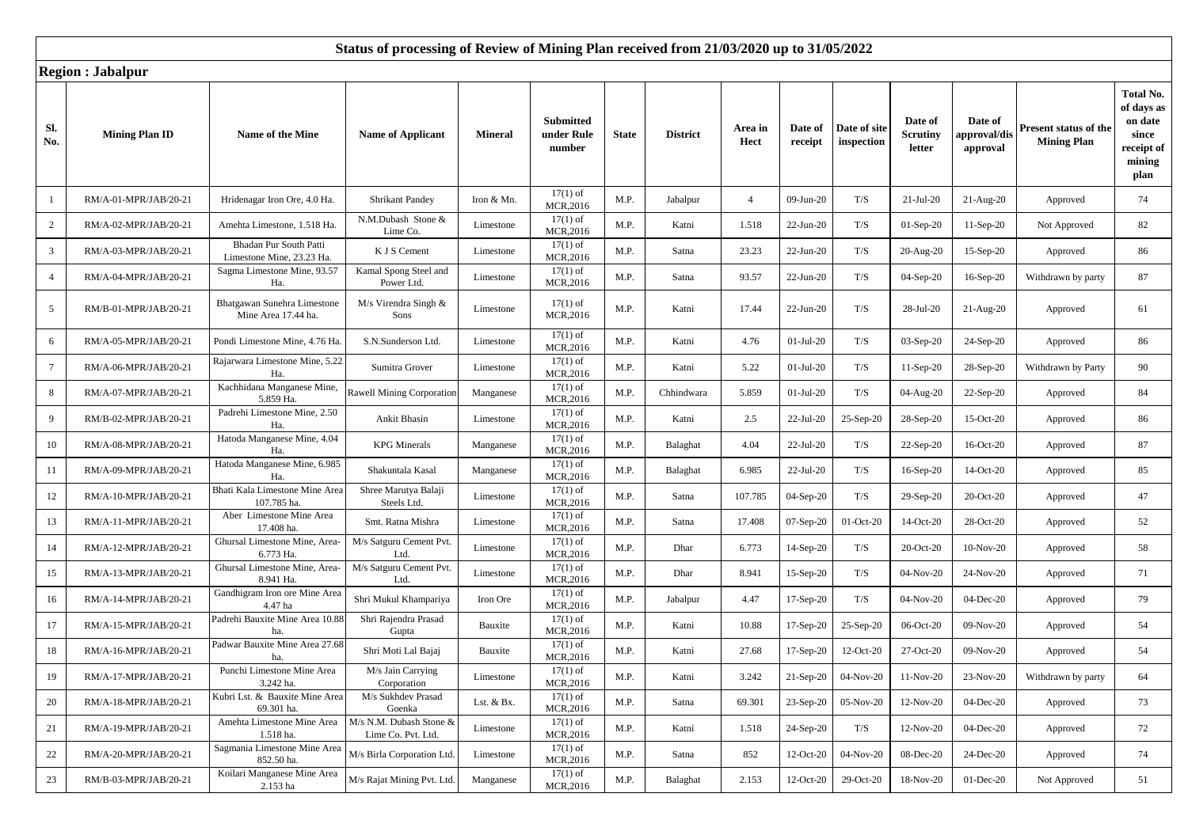# Status of processing of Review of Mining Plan received from 21/03/2020 up to 31/05/2022

## Region : Jabalpur

| Sl. No. | Mining Plan ID | Name of the Mine | Name of Applicant | Mineral | Submitted under Rule number | State | District | Area in Hect | Date of receipt | Date of site inspection | Date of Scrutiny letter | Date of approval/disapproval | Present status of the Mining Plan | Total No. of days as on date since receipt of mining plan |
|---|---|---|---|---|---|---|---|---|---|---|---|---|---|---|
| 1 | RM/A-01-MPR/JAB/20-21 | Hridenagar Iron Ore, 4.0 Ha. | Shrikant Pandey | Iron & Mn. | 17(1) of MCR,2016 | M.P. | Jabalpur | 4 | 09-Jun-20 | T/S | 21-Jul-20 | 21-Aug-20 | Approved | 74 |
| 2 | RM/A-02-MPR/JAB/20-21 | Amehta Limestone, 1.518 Ha. | N.M.Dubash Stone & Lime Co. | Limestone | 17(1) of MCR,2016 | M.P. | Katni | 1.518 | 22-Jun-20 | T/S | 01-Sep-20 | 11-Sep-20 | Not Approved | 82 |
| 3 | RM/A-03-MPR/JAB/20-21 | Bhadan Pur South Patti Limestone Mine, 23.23 Ha. | K J S Cement | Limestone | 17(1) of MCR,2016 | M.P. | Satna | 23.23 | 22-Jun-20 | T/S | 20-Aug-20 | 15-Sep-20 | Approved | 86 |
| 4 | RM/A-04-MPR/JAB/20-21 | Sagma Limestone Mine, 93.57 Ha. | Kamal Spong Steel and Power Ltd. | Limestone | 17(1) of MCR,2016 | M.P. | Satna | 93.57 | 22-Jun-20 | T/S | 04-Sep-20 | 16-Sep-20 | Withdrawn by party | 87 |
| 5 | RM/B-01-MPR/JAB/20-21 | Bhatgawan Sunehra Limestone Mine Area 17.44 ha. | M/s Virendra Singh & Sons | Limestone | 17(1) of MCR,2016 | M.P. | Katni | 17.44 | 22-Jun-20 | T/S | 28-Jul-20 | 21-Aug-20 | Approved | 61 |
| 6 | RM/A-05-MPR/JAB/20-21 | Pondi Limestone Mine, 4.76 Ha. | S.N.Sunderson Ltd. | Limestone | 17(1) of MCR,2016 | M.P. | Katni | 4.76 | 01-Jul-20 | T/S | 03-Sep-20 | 24-Sep-20 | Approved | 86 |
| 7 | RM/A-06-MPR/JAB/20-21 | Rajarwara Limestone Mine, 5.22 Ha. | Sumitra Grover | Limestone | 17(1) of MCR,2016 | M.P. | Katni | 5.22 | 01-Jul-20 | T/S | 11-Sep-20 | 28-Sep-20 | Withdrawn by Party | 90 |
| 8 | RM/A-07-MPR/JAB/20-21 | Kachhidana Manganese Mine, 5.859 Ha. | Rawell Mining Corporation | Manganese | 17(1) of MCR,2016 | M.P. | Chhindwara | 5.859 | 01-Jul-20 | T/S | 04-Aug-20 | 22-Sep-20 | Approved | 84 |
| 9 | RM/B-02-MPR/JAB/20-21 | Padrehi Limestone Mine, 2.50 Ha. | Ankit Bhasin | Limestone | 17(1) of MCR,2016 | M.P. | Katni | 2.5 | 22-Jul-20 | 25-Sep-20 | 28-Sep-20 | 15-Oct-20 | Approved | 86 |
| 10 | RM/A-08-MPR/JAB/20-21 | Hatoda Manganese Mine, 4.04 Ha. | KPG Minerals | Manganese | 17(1) of MCR,2016 | M.P. | Balaghat | 4.04 | 22-Jul-20 | T/S | 22-Sep-20 | 16-Oct-20 | Approved | 87 |
| 11 | RM/A-09-MPR/JAB/20-21 | Hatoda Manganese Mine, 6.985 Ha. | Shakuntala Kasal | Manganese | 17(1) of MCR,2016 | M.P. | Balaghat | 6.985 | 22-Jul-20 | T/S | 16-Sep-20 | 14-Oct-20 | Approved | 85 |
| 12 | RM/A-10-MPR/JAB/20-21 | Bhati Kala Limestone Mine Area 107.785 ha. | Shree Marutya Balaji Steels Ltd. | Limestone | 17(1) of MCR,2016 | M.P. | Satna | 107.785 | 04-Sep-20 | T/S | 29-Sep-20 | 20-Oct-20 | Approved | 47 |
| 13 | RM/A-11-MPR/JAB/20-21 | Aber Limestone Mine Area 17.408 ha. | Smt. Ratna Mishra | Limestone | 17(1) of MCR,2016 | M.P. | Satna | 17.408 | 07-Sep-20 | 01-Oct-20 | 14-Oct-20 | 28-Oct-20 | Approved | 52 |
| 14 | RM/A-12-MPR/JAB/20-21 | Ghursal Limestone Mine, Area- 6.773 Ha. | M/s Satguru Cement Pvt. Ltd. | Limestone | 17(1) of MCR,2016 | M.P. | Dhar | 6.773 | 14-Sep-20 | T/S | 20-Oct-20 | 10-Nov-20 | Approved | 58 |
| 15 | RM/A-13-MPR/JAB/20-21 | Ghursal Limestone Mine, Area- 8.941 Ha. | M/s Satguru Cement Pvt. Ltd. | Limestone | 17(1) of MCR,2016 | M.P. | Dhar | 8.941 | 15-Sep-20 | T/S | 04-Nov-20 | 24-Nov-20 | Approved | 71 |
| 16 | RM/A-14-MPR/JAB/20-21 | Gandhigram Iron ore Mine Area 4.47 ha | Shri Mukul Khampariya | Iron Ore | 17(1) of MCR,2016 | M.P. | Jabalpur | 4.47 | 17-Sep-20 | T/S | 04-Nov-20 | 04-Dec-20 | Approved | 79 |
| 17 | RM/A-15-MPR/JAB/20-21 | Padrehi Bauxite Mine Area 10.88 ha. | Shri Rajendra Prasad Gupta | Bauxite | 17(1) of MCR,2016 | M.P. | Katni | 10.88 | 17-Sep-20 | 25-Sep-20 | 06-Oct-20 | 09-Nov-20 | Approved | 54 |
| 18 | RM/A-16-MPR/JAB/20-21 | Padwar Bauxite Mine Area 27.68 ha. | Shri Moti Lal Bajaj | Bauxite | 17(1) of MCR,2016 | M.P. | Katni | 27.68 | 17-Sep-20 | 12-Oct-20 | 27-Oct-20 | 09-Nov-20 | Approved | 54 |
| 19 | RM/A-17-MPR/JAB/20-21 | Punchi Limestone Mine Area 3.242 ha. | M/s Jain Carrying Corporation | Limestone | 17(1) of MCR,2016 | M.P. | Katni | 3.242 | 21-Sep-20 | 04-Nov-20 | 11-Nov-20 | 23-Nov-20 | Withdrawn by party | 64 |
| 20 | RM/A-18-MPR/JAB/20-21 | Kubri Lst. & Bauxite Mine Area 69.301 ha. | M/s Sukhdev Prasad Goenka | Lst. & Bx. | 17(1) of MCR,2016 | M.P. | Satna | 69.301 | 23-Sep-20 | 05-Nov-20 | 12-Nov-20 | 04-Dec-20 | Approved | 73 |
| 21 | RM/A-19-MPR/JAB/20-21 | Amehta Limestone Mine Area 1.518 ha. | M/s N.M. Dubash Stone & Lime Co. Pvt. Ltd. | Limestone | 17(1) of MCR,2016 | M.P. | Katni | 1.518 | 24-Sep-20 | T/S | 12-Nov-20 | 04-Dec-20 | Approved | 72 |
| 22 | RM/A-20-MPR/JAB/20-21 | Sagmania Limestone Mine Area 852.50 ha. | M/s Birla Corporation Ltd. | Limestone | 17(1) of MCR,2016 | M.P. | Satna | 852 | 12-Oct-20 | 04-Nov-20 | 08-Dec-20 | 24-Dec-20 | Approved | 74 |
| 23 | RM/B-03-MPR/JAB/20-21 | Koilari Manganese Mine Area 2.153 ha | M/s Rajat Mining Pvt. Ltd. | Manganese | 17(1) of MCR,2016 | M.P. | Balaghat | 2.153 | 12-Oct-20 | 29-Oct-20 | 18-Nov-20 | 01-Dec-20 | Not Approved | 51 |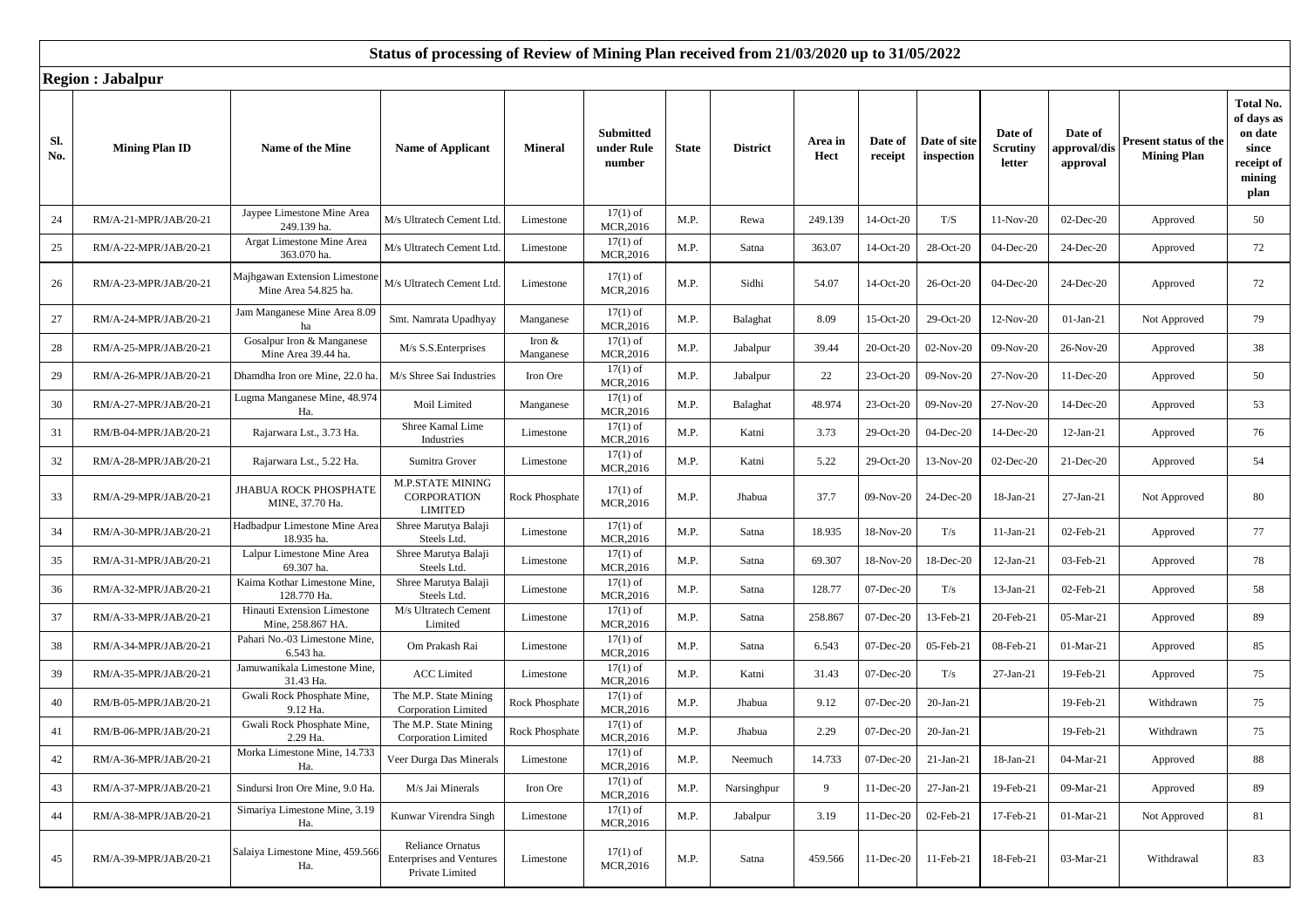## Status of processing of Review of Mining Plan received from 21/03/2020 up to 31/05/2022

**Region : Jabalpur**

| Sl. No. | Mining Plan ID | Name of the Mine | Name of Applicant | Mineral | Submitted under Rule number | State | District | Area in Hect | Date of receipt | Date of site inspection | Date of Scrutiny letter | Date of approval/dis approval | Present status of the Mining Plan | Total No. of days as on date since receipt of mining plan |
|---|---|---|---|---|---|---|---|---|---|---|---|---|---|---|
| 24 | RM/A-21-MPR/JAB/20-21 | Jaypee Limestone Mine Area 249.139 ha. | M/s Ultratech Cement Ltd. | Limestone | 17(1) of MCR,2016 | M.P. | Rewa | 249.139 | 14-Oct-20 | T/S | 11-Nov-20 | 02-Dec-20 | Approved | 50 |
| 25 | RM/A-22-MPR/JAB/20-21 | Argat Limestone Mine Area 363.070 ha. | M/s Ultratech Cement Ltd. | Limestone | 17(1) of MCR,2016 | M.P. | Satna | 363.07 | 14-Oct-20 | 28-Oct-20 | 04-Dec-20 | 24-Dec-20 | Approved | 72 |
| 26 | RM/A-23-MPR/JAB/20-21 | Majhgawan Extension Limestone Mine Area 54.825 ha. | M/s Ultratech Cement Ltd. | Limestone | 17(1) of MCR,2016 | M.P. | Sidhi | 54.07 | 14-Oct-20 | 26-Oct-20 | 04-Dec-20 | 24-Dec-20 | Approved | 72 |
| 27 | RM/A-24-MPR/JAB/20-21 | Jam Manganese Mine Area 8.09 ha | Smt. Namrata Upadhyay | Manganese | 17(1) of MCR,2016 | M.P. | Balaghat | 8.09 | 15-Oct-20 | 29-Oct-20 | 12-Nov-20 | 01-Jan-21 | Not Approved | 79 |
| 28 | RM/A-25-MPR/JAB/20-21 | Gosalpur Iron & Manganese Mine Area 39.44 ha. | M/s S.S.Enterprises | Iron & Manganese | 17(1) of MCR,2016 | M.P. | Jabalpur | 39.44 | 20-Oct-20 | 02-Nov-20 | 09-Nov-20 | 26-Nov-20 | Approved | 38 |
| 29 | RM/A-26-MPR/JAB/20-21 | Dhamdha Iron ore Mine, 22.0 ha. | M/s Shree Sai Industries | Iron Ore | 17(1) of MCR,2016 | M.P. | Jabalpur | 22 | 23-Oct-20 | 09-Nov-20 | 27-Nov-20 | 11-Dec-20 | Approved | 50 |
| 30 | RM/A-27-MPR/JAB/20-21 | Lugma Manganese Mine, 48.974 Ha. | Moil Limited | Manganese | 17(1) of MCR,2016 | M.P. | Balaghat | 48.974 | 23-Oct-20 | 09-Nov-20 | 27-Nov-20 | 14-Dec-20 | Approved | 53 |
| 31 | RM/B-04-MPR/JAB/20-21 | Rajarwara Lst., 3.73 Ha. | Shree Kamal Lime Industries | Limestone | 17(1) of MCR,2016 | M.P. | Katni | 3.73 | 29-Oct-20 | 04-Dec-20 | 14-Dec-20 | 12-Jan-21 | Approved | 76 |
| 32 | RM/A-28-MPR/JAB/20-21 | Rajarwara Lst., 5.22 Ha. | Sumitra Grover | Limestone | 17(1) of MCR,2016 | M.P. | Katni | 5.22 | 29-Oct-20 | 13-Nov-20 | 02-Dec-20 | 21-Dec-20 | Approved | 54 |
| 33 | RM/A-29-MPR/JAB/20-21 | JHABUA ROCK PHOSPHATE MINE, 37.70 Ha. | M.P.STATE MINING CORPORATION LIMITED | Rock Phosphate | 17(1) of MCR,2016 | M.P. | Jhabua | 37.7 | 09-Nov-20 | 24-Dec-20 | 18-Jan-21 | 27-Jan-21 | Not Approved | 80 |
| 34 | RM/A-30-MPR/JAB/20-21 | Hadbadpur Limestone Mine Area 18.935 ha. | Shree Marutya Balaji Steels Ltd. | Limestone | 17(1) of MCR,2016 | M.P. | Satna | 18.935 | 18-Nov-20 | T/s | 11-Jan-21 | 02-Feb-21 | Approved | 77 |
| 35 | RM/A-31-MPR/JAB/20-21 | Lalpur Limestone Mine Area 69.307 ha. | Shree Marutya Balaji Steels Ltd. | Limestone | 17(1) of MCR,2016 | M.P. | Satna | 69.307 | 18-Nov-20 | 18-Dec-20 | 12-Jan-21 | 03-Feb-21 | Approved | 78 |
| 36 | RM/A-32-MPR/JAB/20-21 | Kaima Kothar Limestone Mine, 128.770 Ha. | Shree Marutya Balaji Steels Ltd. | Limestone | 17(1) of MCR,2016 | M.P. | Satna | 128.77 | 07-Dec-20 | T/s | 13-Jan-21 | 02-Feb-21 | Approved | 58 |
| 37 | RM/A-33-MPR/JAB/20-21 | Hinauti Extension Limestone Mine, 258.867 HA. | M/s Ultratech Cement Limited | Limestone | 17(1) of MCR,2016 | M.P. | Satna | 258.867 | 07-Dec-20 | 13-Feb-21 | 20-Feb-21 | 05-Mar-21 | Approved | 89 |
| 38 | RM/A-34-MPR/JAB/20-21 | Pahari No.-03 Limestone Mine, 6.543 ha. | Om Prakash Rai | Limestone | 17(1) of MCR,2016 | M.P. | Satna | 6.543 | 07-Dec-20 | 05-Feb-21 | 08-Feb-21 | 01-Mar-21 | Approved | 85 |
| 39 | RM/A-35-MPR/JAB/20-21 | Jamuwanikala Limestone Mine, 31.43 Ha. | ACC Limited | Limestone | 17(1) of MCR,2016 | M.P. | Katni | 31.43 | 07-Dec-20 | T/s | 27-Jan-21 | 19-Feb-21 | Approved | 75 |
| 40 | RM/B-05-MPR/JAB/20-21 | Gwali Rock Phosphate Mine, 9.12 Ha. | The M.P. State Mining Corporation Limited | Rock Phosphate | 17(1) of MCR,2016 | M.P. | Jhabua | 9.12 | 07-Dec-20 | 20-Jan-21 | | 19-Feb-21 | Withdrawn | 75 |
| 41 | RM/B-06-MPR/JAB/20-21 | Gwali Rock Phosphate Mine, 2.29 Ha. | The M.P. State Mining Corporation Limited | Rock Phosphate | 17(1) of MCR,2016 | M.P. | Jhabua | 2.29 | 07-Dec-20 | 20-Jan-21 | | 19-Feb-21 | Withdrawn | 75 |
| 42 | RM/A-36-MPR/JAB/20-21 | Morka Limestone Mine, 14.733 Ha. | Veer Durga Das Minerals | Limestone | 17(1) of MCR,2016 | M.P. | Neemuch | 14.733 | 07-Dec-20 | 21-Jan-21 | 18-Jan-21 | 04-Mar-21 | Approved | 88 |
| 43 | RM/A-37-MPR/JAB/20-21 | Sindursi Iron Ore Mine, 9.0 Ha. | M/s Jai Minerals | Iron Ore | 17(1) of MCR,2016 | M.P. | Narsinghpur | 9 | 11-Dec-20 | 27-Jan-21 | 19-Feb-21 | 09-Mar-21 | Approved | 89 |
| 44 | RM/A-38-MPR/JAB/20-21 | Simariya Limestone Mine, 3.19 Ha. | Kunwar Virendra Singh | Limestone | 17(1) of MCR,2016 | M.P. | Jabalpur | 3.19 | 11-Dec-20 | 02-Feb-21 | 17-Feb-21 | 01-Mar-21 | Not Approved | 81 |
| 45 | RM/A-39-MPR/JAB/20-21 | Salaiya Limestone Mine, 459.566 Ha. | Reliance Ornatus Enterprises and Ventures Private Limited | Limestone | 17(1) of MCR,2016 | M.P. | Satna | 459.566 | 11-Dec-20 | 11-Feb-21 | 18-Feb-21 | 03-Mar-21 | Withdrawal | 83 |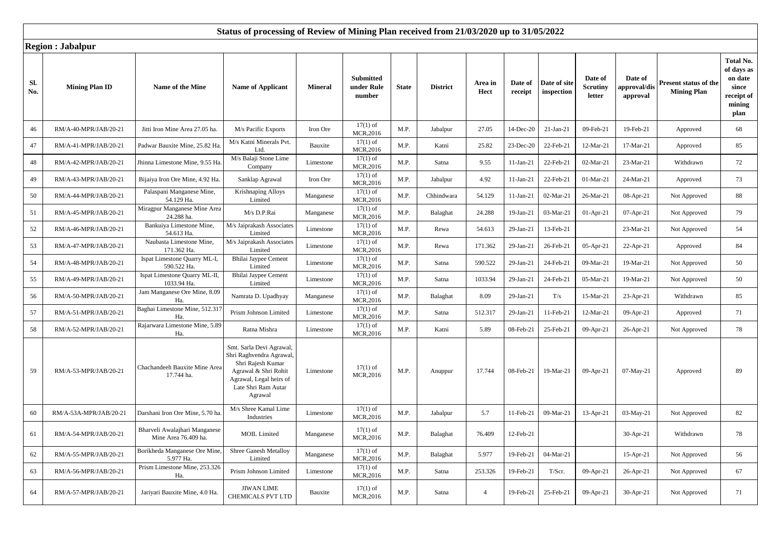## Status of processing of Review of Mining Plan received from 21/03/2020 up to 31/05/2022

### Region : Jabalpur

| Sl. No. | Mining Plan ID | Name of the Mine | Name of Applicant | Mineral | Submitted under Rule number | State | District | Area in Hect | Date of receipt | Date of site inspection | Date of Scrutiny letter | Date of approval/dis approval | Present status of the Mining Plan | Total No. of days as on date since receipt of mining plan |
|---|---|---|---|---|---|---|---|---|---|---|---|---|---|---|
| 46 | RM/A-40-MPR/JAB/20-21 | Jitti Iron Mine Area 27.05 ha. | M/s Pacific Exports | Iron Ore | 17(1) of MCR,2016 | M.P. | Jabalpur | 27.05 | 14-Dec-20 | 21-Jan-21 | 09-Feb-21 | 19-Feb-21 | Approved | 68 |
| 47 | RM/A-41-MPR/JAB/20-21 | Padwar Bauxite Mine, 25.82 Ha. | M/s Katni Minerals Pvt. Ltd. | Bauxite | 17(1) of MCR,2016 | M.P. | Katni | 25.82 | 23-Dec-20 | 22-Feb-21 | 12-Mar-21 | 17-Mar-21 | Approved | 85 |
| 48 | RM/A-42-MPR/JAB/20-21 | Jhinna Limestone Mine, 9.55 Ha. | M/s Balaji Stone Lime Company | Limestone | 17(1) of MCR,2016 | M.P. | Satna | 9.55 | 11-Jan-21 | 22-Feb-21 | 02-Mar-21 | 23-Mar-21 | Withdrawn | 72 |
| 49 | RM/A-43-MPR/JAB/20-21 | Bijaiya Iron Ore Mine, 4.92 Ha. | Sanklap Agrawal | Iron Ore | 17(1) of MCR,2016 | M.P. | Jabalpur | 4.92 | 11-Jan-21 | 22-Feb-21 | 01-Mar-21 | 24-Mar-21 | Approved | 73 |
| 50 | RM/A-44-MPR/JAB/20-21 | Palaspani Manganese Mine, 54.129 Ha. | Krishnaping Alloys Limited | Manganese | 17(1) of MCR,2016 | M.P. | Chhindwara | 54.129 | 11-Jan-21 | 02-Mar-21 | 26-Mar-21 | 08-Apr-21 | Not Approved | 88 |
| 51 | RM/A-45-MPR/JAB/20-21 | Miragpur Manganese Mine Area 24.288 ha. | M/s D.P.Rai | Manganese | 17(1) of MCR,2016 | M.P. | Balaghat | 24.288 | 19-Jan-21 | 03-Mar-21 | 01-Apr-21 | 07-Apr-21 | Not Approved | 79 |
| 52 | RM/A-46-MPR/JAB/20-21 | Bankuiya Limestone Mine, 54.613 Ha. | M/s Jaiprakash Associates Limited | Limestone | 17(1) of MCR,2016 | M.P. | Rewa | 54.613 | 29-Jan-21 | 13-Feb-21 | | 23-Mar-21 | Not Approved | 54 |
| 53 | RM/A-47-MPR/JAB/20-21 | Naubasta Limestone Mine, 171.362 Ha. | M/s Jaiprakash Associates Limited | Limestone | 17(1) of MCR,2016 | M.P. | Rewa | 171.362 | 29-Jan-21 | 26-Feb-21 | 05-Apr-21 | 22-Apr-21 | Approved | 84 |
| 54 | RM/A-48-MPR/JAB/20-21 | Ispat Limestone Quarry ML-I, 590.522 Ha. | Bhilai Jaypee Cement Limited | Limestone | 17(1) of MCR,2016 | M.P. | Satna | 590.522 | 29-Jan-21 | 24-Feb-21 | 09-Mar-21 | 19-Mar-21 | Not Approved | 50 |
| 55 | RM/A-49-MPR/JAB/20-21 | Ispat Limestone Quarry ML-II, 1033.94 Ha. | Bhilai Jaypee Cement Limited | Limestone | 17(1) of MCR,2016 | M.P. | Satna | 1033.94 | 29-Jan-21 | 24-Feb-21 | 05-Mar-21 | 19-Mar-21 | Not Approved | 50 |
| 56 | RM/A-50-MPR/JAB/20-21 | Jam Manganese Ore Mine, 8.09 Ha. | Namrata D. Upadhyay | Manganese | 17(1) of MCR,2016 | M.P. | Balaghat | 8.09 | 29-Jan-21 | T/s | 15-Mar-21 | 23-Apr-21 | Withdrawn | 85 |
| 57 | RM/A-51-MPR/JAB/20-21 | Baghai Limestone Mine, 512.317 Ha. | Prism Johnson Limited | Limestone | 17(1) of MCR,2016 | M.P. | Satna | 512.317 | 29-Jan-21 | 11-Feb-21 | 12-Mar-21 | 09-Apr-21 | Approved | 71 |
| 58 | RM/A-52-MPR/JAB/20-21 | Rajarwara Limestone Mine, 5.89 Ha. | Ratna Mishra | Limestone | 17(1) of MCR,2016 | M.P. | Katni | 5.89 | 08-Feb-21 | 25-Feb-21 | 09-Apr-21 | 26-Apr-21 | Not Approved | 78 |
| 59 | RM/A-53-MPR/JAB/20-21 | Chachandeeh Bauxite Mine Area 17.744 ha. | Smt. Sarla Devi Agrawal, Shri Raghvendra Agrawal, Shri Rajesh Kumar Agrawal & Shri Rohit Agrawal, Legal heirs of Late Shri Ram Autar Agrawal | Limestone | 17(1) of MCR,2016 | M.P. | Anuppur | 17.744 | 08-Feb-21 | 19-Mar-21 | 09-Apr-21 | 07-May-21 | Approved | 89 |
| 60 | RM/A-53A-MPR/JAB/20-21 | Darshani Iron Ore Mine, 5.70 ha. | M/s Shree Kamal Lime Industries | Limestone | 17(1) of MCR,2016 | M.P. | Jabalpur | 5.7 | 11-Feb-21 | 09-Mar-21 | 13-Apr-21 | 03-May-21 | Not Approved | 82 |
| 61 | RM/A-54-MPR/JAB/20-21 | Bharveli Awalajhari Manganese Mine Area 76.409 ha. | MOIL Limited | Manganese | 17(1) of MCR,2016 | M.P. | Balaghat | 76.409 | 12-Feb-21 | | | 30-Apr-21 | Withdrawn | 78 |
| 62 | RM/A-55-MPR/JAB/20-21 | Borikheda Manganese Ore Mine, 5.977 Ha. | Shree Ganesh Metalloy Limited | Manganese | 17(1) of MCR,2016 | M.P. | Balaghat | 5.977 | 19-Feb-21 | 04-Mar-21 | | 15-Apr-21 | Not Approved | 56 |
| 63 | RM/A-56-MPR/JAB/20-21 | Prism Limestone Mine, 253.326 Ha. | Prism Johnson Limited | Limestone | 17(1) of MCR,2016 | M.P. | Satna | 253.326 | 19-Feb-21 | T/Scr. | 09-Apr-21 | 26-Apr-21 | Not Approved | 67 |
| 64 | RM/A-57-MPR/JAB/20-21 | Jariyari Bauxite Mine, 4.0 Ha. | JIWAN LIME CHEMICALS PVT LTD | Bauxite | 17(1) of MCR,2016 | M.P. | Satna | 4 | 19-Feb-21 | 25-Feb-21 | 09-Apr-21 | 30-Apr-21 | Not Approved | 71 |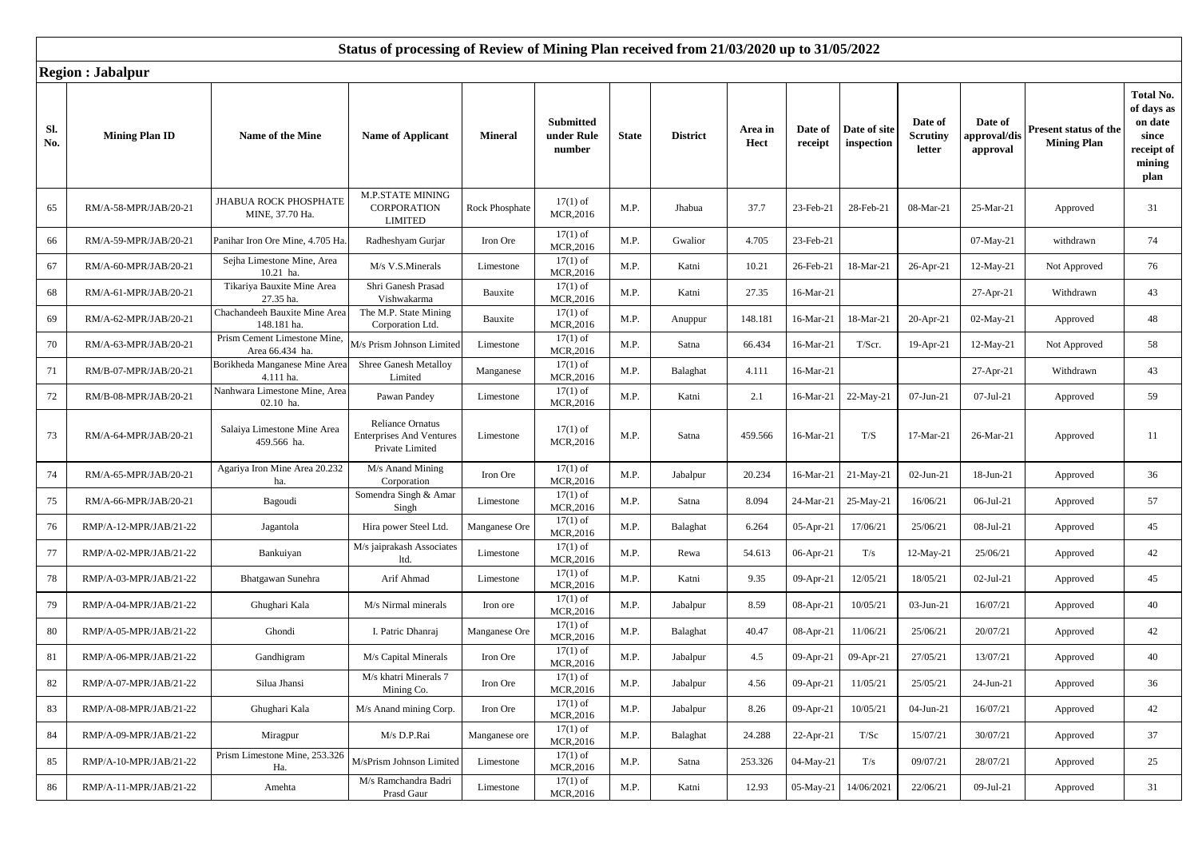## Status of processing of Review of Mining Plan received from 21/03/2020 up to 31/05/2022

**Region : Jabalpur**

| Sl. No. | Mining Plan ID | Name of the Mine | Name of Applicant | Mineral | Submitted under Rule number | State | District | Area in Hect | Date of receipt | Date of site inspection | Date of Scrutiny letter | Date of approval/dis approval | Present status of the Mining Plan | Total No. of days as on date since receipt of mining plan |
|---|---|---|---|---|---|---|---|---|---|---|---|---|---|---|
| 65 | RM/A-58-MPR/JAB/20-21 | JHABUA ROCK PHOSPHATE MINE, 37.70 Ha. | M.P.STATE MINING CORPORATION LIMITED | Rock Phosphate | 17(1) of MCR,2016 | M.P. | Jhabua | 37.7 | 23-Feb-21 | 28-Feb-21 | 08-Mar-21 | 25-Mar-21 | Approved | 31 |
| 66 | RM/A-59-MPR/JAB/20-21 | Panihar Iron Ore Mine, 4.705 Ha. | Radheshyam Gurjar | Iron Ore | 17(1) of MCR,2016 | M.P. | Gwalior | 4.705 | 23-Feb-21 | | | 07-May-21 | withdrawn | 74 |
| 67 | RM/A-60-MPR/JAB/20-21 | Sejha Limestone Mine, Area 10.21 ha. | M/s V.S.Minerals | Limestone | 17(1) of MCR,2016 | M.P. | Katni | 10.21 | 26-Feb-21 | 18-Mar-21 | 26-Apr-21 | 12-May-21 | Not Approved | 76 |
| 68 | RM/A-61-MPR/JAB/20-21 | Tikariya Bauxite Mine Area 27.35 ha. | Shri Ganesh Prasad Vishwakarma | Bauxite | 17(1) of MCR,2016 | M.P. | Katni | 27.35 | 16-Mar-21 | | | 27-Apr-21 | Withdrawn | 43 |
| 69 | RM/A-62-MPR/JAB/20-21 | Chachandeeh Bauxite Mine Area 148.181 ha. | The M.P. State Mining Corporation Ltd. | Bauxite | 17(1) of MCR,2016 | M.P. | Anuppur | 148.181 | 16-Mar-21 | 18-Mar-21 | 20-Apr-21 | 02-May-21 | Approved | 48 |
| 70 | RM/A-63-MPR/JAB/20-21 | Prism Cement Limestone Mine, Area 66.434 ha. | M/s Prism Johnson Limited | Limestone | 17(1) of MCR,2016 | M.P. | Satna | 66.434 | 16-Mar-21 | T/Scr. | 19-Apr-21 | 12-May-21 | Not Approved | 58 |
| 71 | RM/B-07-MPR/JAB/20-21 | Borikheda Manganese Mine Area 4.111 ha. | Shree Ganesh Metalloy Limited | Manganese | 17(1) of MCR,2016 | M.P. | Balaghat | 4.111 | 16-Mar-21 | | | 27-Apr-21 | Withdrawn | 43 |
| 72 | RM/B-08-MPR/JAB/20-21 | Nanhwara Limestone Mine, Area 02.10 ha. | Pawan Pandey | Limestone | 17(1) of MCR,2016 | M.P. | Katni | 2.1 | 16-Mar-21 | 22-May-21 | 07-Jun-21 | 07-Jul-21 | Approved | 59 |
| 73 | RM/A-64-MPR/JAB/20-21 | Salaiya Limestone Mine Area 459.566 ha. | Reliance Ornatus Enterprises And Ventures Private Limited | Limestone | 17(1) of MCR,2016 | M.P. | Satna | 459.566 | 16-Mar-21 | T/S | 17-Mar-21 | 26-Mar-21 | Approved | 11 |
| 74 | RM/A-65-MPR/JAB/20-21 | Agariya Iron Mine Area 20.232 ha. | M/s Anand Mining Corporation | Iron Ore | 17(1) of MCR,2016 | M.P. | Jabalpur | 20.234 | 16-Mar-21 | 21-May-21 | 02-Jun-21 | 18-Jun-21 | Approved | 36 |
| 75 | RM/A-66-MPR/JAB/20-21 | Bagoudi | Somendra Singh & Amar Singh | Limestone | 17(1) of MCR,2016 | M.P. | Satna | 8.094 | 24-Mar-21 | 25-May-21 | 16/06/21 | 06-Jul-21 | Approved | 57 |
| 76 | RMP/A-12-MPR/JAB/21-22 | Jagantola | Hira power Steel Ltd. | Manganese Ore | 17(1) of MCR,2016 | M.P. | Balaghat | 6.264 | 05-Apr-21 | 17/06/21 | 25/06/21 | 08-Jul-21 | Approved | 45 |
| 77 | RMP/A-02-MPR/JAB/21-22 | Bankuiyan | M/s jaiprakash Associates ltd. | Limestone | 17(1) of MCR,2016 | M.P. | Rewa | 54.613 | 06-Apr-21 | T/s | 12-May-21 | 25/06/21 | Approved | 42 |
| 78 | RMP/A-03-MPR/JAB/21-22 | Bhatgawan Sunehra | Arif Ahmad | Limestone | 17(1) of MCR,2016 | M.P. | Katni | 9.35 | 09-Apr-21 | 12/05/21 | 18/05/21 | 02-Jul-21 | Approved | 45 |
| 79 | RMP/A-04-MPR/JAB/21-22 | Ghughari Kala | M/s Nirmal minerals | Iron ore | 17(1) of MCR,2016 | M.P. | Jabalpur | 8.59 | 08-Apr-21 | 10/05/21 | 03-Jun-21 | 16/07/21 | Approved | 40 |
| 80 | RMP/A-05-MPR/JAB/21-22 | Ghondi | I. Patric Dhanraj | Manganese Ore | 17(1) of MCR,2016 | M.P. | Balaghat | 40.47 | 08-Apr-21 | 11/06/21 | 25/06/21 | 20/07/21 | Approved | 42 |
| 81 | RMP/A-06-MPR/JAB/21-22 | Gandhigram | M/s Capital Minerals | Iron Ore | 17(1) of MCR,2016 | M.P. | Jabalpur | 4.5 | 09-Apr-21 | 09-Apr-21 | 27/05/21 | 13/07/21 | Approved | 40 |
| 82 | RMP/A-07-MPR/JAB/21-22 | Silua Jhansi | M/s khatri Minerals 7 Mining Co. | Iron Ore | 17(1) of MCR,2016 | M.P. | Jabalpur | 4.56 | 09-Apr-21 | 11/05/21 | 25/05/21 | 24-Jun-21 | Approved | 36 |
| 83 | RMP/A-08-MPR/JAB/21-22 | Ghughari Kala | M/s Anand mining Corp. | Iron Ore | 17(1) of MCR,2016 | M.P. | Jabalpur | 8.26 | 09-Apr-21 | 10/05/21 | 04-Jun-21 | 16/07/21 | Approved | 42 |
| 84 | RMP/A-09-MPR/JAB/21-22 | Miragpur | M/s D.P.Rai | Manganese ore | 17(1) of MCR,2016 | M.P. | Balaghat | 24.288 | 22-Apr-21 | T/Sc | 15/07/21 | 30/07/21 | Approved | 37 |
| 85 | RMP/A-10-MPR/JAB/21-22 | Prism Limestone Mine, 253.326 Ha. | M/sPrism Johnson Limited | Limestone | 17(1) of MCR,2016 | M.P. | Satna | 253.326 | 04-May-21 | T/s | 09/07/21 | 28/07/21 | Approved | 25 |
| 86 | RMP/A-11-MPR/JAB/21-22 | Amehta | M/s Ramchandra Badri Prasd Gaur | Limestone | 17(1) of MCR,2016 | M.P. | Katni | 12.93 | 05-May-21 | 14/06/2021 | 22/06/21 | 09-Jul-21 | Approved | 31 |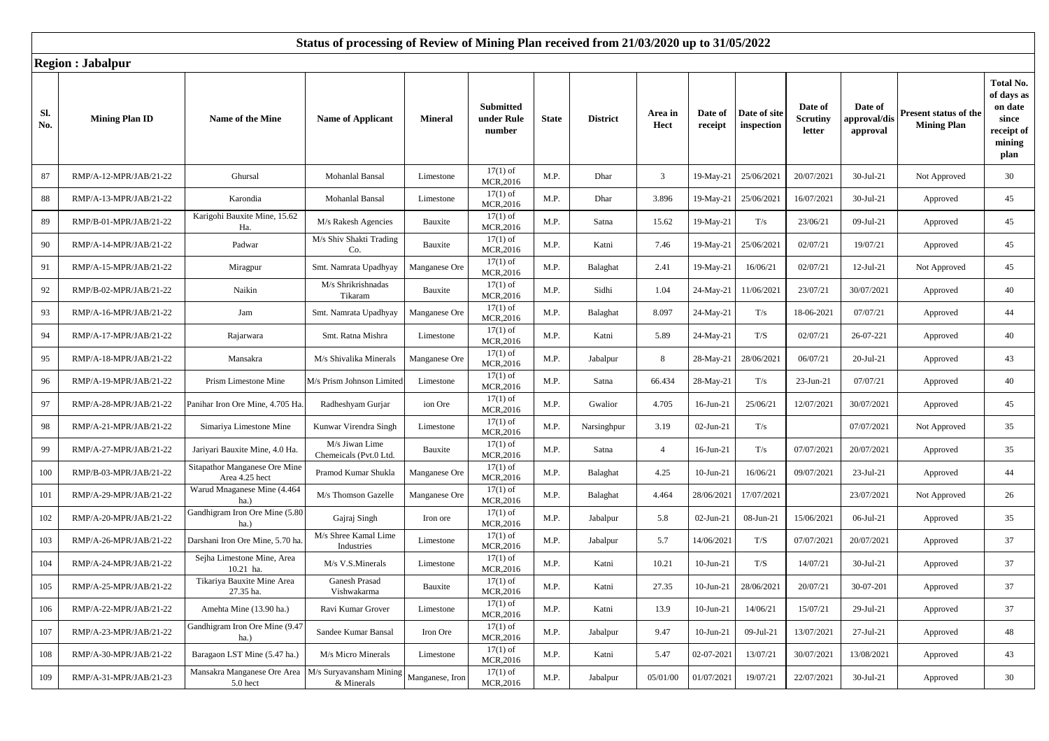## Status of processing of Review of Mining Plan received from 21/03/2020 up to 31/05/2022

**Region : Jabalpur**

| Sl. No. | Mining Plan ID | Name of the Mine | Name of Applicant | Mineral | Submitted under Rule number | State | District | Area in Hect | Date of receipt | Date of site inspection | Date of Scrutiny letter | Date of approval/dis approval | Present status of the Mining Plan | Total No. of days as on date since receipt of mining plan |
|---|---|---|---|---|---|---|---|---|---|---|---|---|---|---|
| 87 | RMP/A-12-MPR/JAB/21-22 | Ghursal | Mohanlal Bansal | Limestone | 17(1) of MCR,2016 | M.P. | Dhar | 3 | 19-May-21 | 25/06/2021 | 20/07/2021 | 30-Jul-21 | Not Approved | 30 |
| 88 | RMP/A-13-MPR/JAB/21-22 | Karondia | Mohanlal Bansal | Limestone | 17(1) of MCR,2016 | M.P. | Dhar | 3.896 | 19-May-21 | 25/06/2021 | 16/07/2021 | 30-Jul-21 | Approved | 45 |
| 89 | RMP/B-01-MPR/JAB/21-22 | Karigohi Bauxite Mine, 15.62 Ha. | M/s Rakesh Agencies | Bauxite | 17(1) of MCR,2016 | M.P. | Satna | 15.62 | 19-May-21 | T/s | 23/06/21 | 09-Jul-21 | Approved | 45 |
| 90 | RMP/A-14-MPR/JAB/21-22 | Padwar | M/s Shiv Shakti Trading Co. | Bauxite | 17(1) of MCR,2016 | M.P. | Katni | 7.46 | 19-May-21 | 25/06/2021 | 02/07/21 | 19/07/21 | Approved | 45 |
| 91 | RMP/A-15-MPR/JAB/21-22 | Miragpur | Smt. Namrata Upadhyay | Manganese Ore | 17(1) of MCR,2016 | M.P. | Balaghat | 2.41 | 19-May-21 | 16/06/21 | 02/07/21 | 12-Jul-21 | Not Approved | 45 |
| 92 | RMP/B-02-MPR/JAB/21-22 | Naikin | M/s Shrikrishnadas Tikaram | Bauxite | 17(1) of MCR,2016 | M.P. | Sidhi | 1.04 | 24-May-21 | 11/06/2021 | 23/07/21 | 30/07/2021 | Approved | 40 |
| 93 | RMP/A-16-MPR/JAB/21-22 | Jam | Smt. Namrata Upadhyay | Manganese Ore | 17(1) of MCR,2016 | M.P. | Balaghat | 8.097 | 24-May-21 | T/s | 18-06-2021 | 07/07/21 | Approved | 44 |
| 94 | RMP/A-17-MPR/JAB/21-22 | Rajarwara | Smt. Ratna Mishra | Limestone | 17(1) of MCR,2016 | M.P. | Katni | 5.89 | 24-May-21 | T/S | 02/07/21 | 26-07-221 | Approved | 40 |
| 95 | RMP/A-18-MPR/JAB/21-22 | Mansakra | M/s Shivalika Minerals | Manganese Ore | 17(1) of MCR,2016 | M.P. | Jabalpur | 8 | 28-May-21 | 28/06/2021 | 06/07/21 | 20-Jul-21 | Approved | 43 |
| 96 | RMP/A-19-MPR/JAB/21-22 | Prism Limestone Mine | M/s Prism Johnson Limited | Limestone | 17(1) of MCR,2016 | M.P. | Satna | 66.434 | 28-May-21 | T/s | 23-Jun-21 | 07/07/21 | Approved | 40 |
| 97 | RMP/A-28-MPR/JAB/21-22 | Panihar Iron Ore Mine, 4.705 Ha. | Radheshyam Gurjar | ion Ore | 17(1) of MCR,2016 | M.P. | Gwalior | 4.705 | 16-Jun-21 | 25/06/21 | 12/07/2021 | 30/07/2021 | Approved | 45 |
| 98 | RMP/A-21-MPR/JAB/21-22 | Simariya Limestone Mine | Kunwar Virendra Singh | Limestone | 17(1) of MCR,2016 | M.P. | Narsinghpur | 3.19 | 02-Jun-21 | T/s | | 07/07/2021 | Not Approved | 35 |
| 99 | RMP/A-27-MPR/JAB/21-22 | Jariyari Bauxite Mine, 4.0 Ha. | M/s Jiwan Lime Chemeicals (Pvt.0 Ltd. | Bauxite | 17(1) of MCR,2016 | M.P. | Satna | 4 | 16-Jun-21 | T/s | 07/07/2021 | 20/07/2021 | Approved | 35 |
| 100 | RMP/B-03-MPR/JAB/21-22 | Sitapathor Manganese Ore Mine Area 4.25 hect | Pramod Kumar Shukla | Manganese Ore | 17(1) of MCR,2016 | M.P. | Balaghat | 4.25 | 10-Jun-21 | 16/06/21 | 09/07/2021 | 23-Jul-21 | Approved | 44 |
| 101 | RMP/A-29-MPR/JAB/21-22 | Warud Mnaganese Mine (4.464 ha.) | M/s Thomson Gazelle | Manganese Ore | 17(1) of MCR,2016 | M.P. | Balaghat | 4.464 | 28/06/2021 | 17/07/2021 | | 23/07/2021 | Not Approved | 26 |
| 102 | RMP/A-20-MPR/JAB/21-22 | Gandhigram Iron Ore Mine (5.80 ha.) | Gajraj Singh | Iron ore | 17(1) of MCR,2016 | M.P. | Jabalpur | 5.8 | 02-Jun-21 | 08-Jun-21 | 15/06/2021 | 06-Jul-21 | Approved | 35 |
| 103 | RMP/A-26-MPR/JAB/21-22 | Darshani Iron Ore Mine, 5.70 ha. | M/s Shree Kamal Lime Industries | Limestone | 17(1) of MCR,2016 | M.P. | Jabalpur | 5.7 | 14/06/2021 | T/S | 07/07/2021 | 20/07/2021 | Approved | 37 |
| 104 | RMP/A-24-MPR/JAB/21-22 | Sejha Limestone Mine, Area 10.21 ha. | M/s V.S.Minerals | Limestone | 17(1) of MCR,2016 | M.P. | Katni | 10.21 | 10-Jun-21 | T/S | 14/07/21 | 30-Jul-21 | Approved | 37 |
| 105 | RMP/A-25-MPR/JAB/21-22 | Tikariya Bauxite Mine Area 27.35 ha. | Ganesh Prasad Vishwakarma | Bauxite | 17(1) of MCR,2016 | M.P. | Katni | 27.35 | 10-Jun-21 | 28/06/2021 | 20/07/21 | 30-07-201 | Approved | 37 |
| 106 | RMP/A-22-MPR/JAB/21-22 | Amehta Mine (13.90 ha.) | Ravi Kumar Grover | Limestone | 17(1) of MCR,2016 | M.P. | Katni | 13.9 | 10-Jun-21 | 14/06/21 | 15/07/21 | 29-Jul-21 | Approved | 37 |
| 107 | RMP/A-23-MPR/JAB/21-22 | Gandhigram Iron Ore Mine (9.47 ha.) | Sandee Kumar Bansal | Iron Ore | 17(1) of MCR,2016 | M.P. | Jabalpur | 9.47 | 10-Jun-21 | 09-Jul-21 | 13/07/2021 | 27-Jul-21 | Approved | 48 |
| 108 | RMP/A-30-MPR/JAB/21-22 | Baragaon LST Mine (5.47 ha.) | M/s Micro Minerals | Limestone | 17(1) of MCR,2016 | M.P. | Katni | 5.47 | 02-07-2021 | 13/07/21 | 30/07/2021 | 13/08/2021 | Approved | 43 |
| 109 | RMP/A-31-MPR/JAB/21-23 | Mansakra Manganese Ore Area 5.0 hect | M/s Suryavansham Mining & Minerals | Manganese, Iron | 17(1) of MCR,2016 | M.P. | Jabalpur | 05/01/00 | 01/07/2021 | 19/07/21 | 22/07/2021 | 30-Jul-21 | Approved | 30 |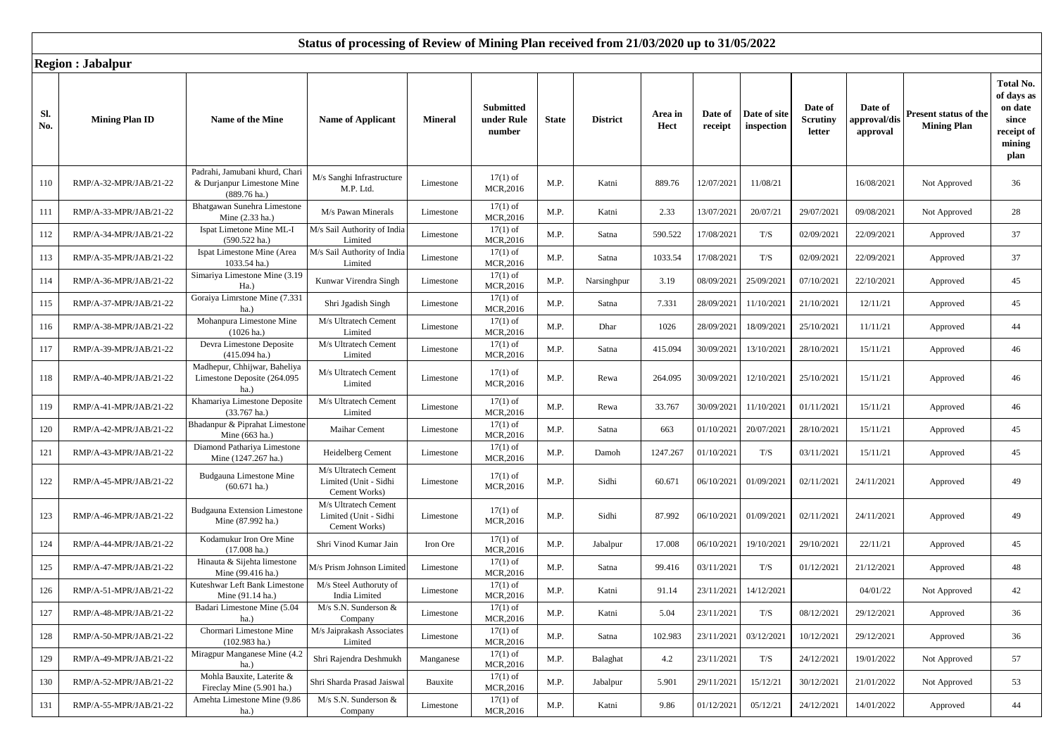## Status of processing of Review of Mining Plan received from 21/03/2020 up to 31/05/2022

### Region : Jabalpur

| Sl. No. | Mining Plan ID | Name of the Mine | Name of Applicant | Mineral | Submitted under Rule number | State | District | Area in Hect | Date of receipt | Date of site inspection | Date of Scrutiny letter | Date of approval/dis approval | Present status of the Mining Plan | Total No. of days as on date since receipt of mining plan |
|---|---|---|---|---|---|---|---|---|---|---|---|---|---|---|
| 110 | RMP/A-32-MPR/JAB/21-22 | Padrahi, Jamubani khurd, Chari & Durjanpur Limestone Mine (889.76 ha.) | M/s Sanghi Infrastructure M.P. Ltd. | Limestone | 17(1) of MCR,2016 | M.P. | Katni | 889.76 | 12/07/2021 | 11/08/21 | | 16/08/2021 | Not Approved | 36 |
| 111 | RMP/A-33-MPR/JAB/21-22 | Bhatgawan Sunehra Limestone Mine (2.33 ha.) | M/s Pawan Minerals | Limestone | 17(1) of MCR,2016 | M.P. | Katni | 2.33 | 13/07/2021 | 20/07/21 | 29/07/2021 | 09/08/2021 | Not Approved | 28 |
| 112 | RMP/A-34-MPR/JAB/21-22 | Ispat Limetone Mine ML-I (590.522 ha.) | M/s Sail Authority of India Limited | Limestone | 17(1) of MCR,2016 | M.P. | Satna | 590.522 | 17/08/2021 | T/S | 02/09/2021 | 22/09/2021 | Approved | 37 |
| 113 | RMP/A-35-MPR/JAB/21-22 | Ispat Limestone Mine (Area 1033.54 ha.) | M/s Sail Authority of India Limited | Limestone | 17(1) of MCR,2016 | M.P. | Satna | 1033.54 | 17/08/2021 | T/S | 02/09/2021 | 22/09/2021 | Approved | 37 |
| 114 | RMP/A-36-MPR/JAB/21-22 | Simariya Limestone Mine (3.19 Ha.) | Kunwar Virendra Singh | Limestone | 17(1) of MCR,2016 | M.P. | Narsinghpur | 3.19 | 08/09/2021 | 25/09/2021 | 07/10/2021 | 22/10/2021 | Approved | 45 |
| 115 | RMP/A-37-MPR/JAB/21-22 | Goraiya Limrstone Mine (7.331 ha.) | Shri Jgadish Singh | Limestone | 17(1) of MCR,2016 | M.P. | Satna | 7.331 | 28/09/2021 | 11/10/2021 | 21/10/2021 | 12/11/21 | Approved | 45 |
| 116 | RMP/A-38-MPR/JAB/21-22 | Mohanpura Limestone Mine (1026 ha.) | M/s Ultratech Cement Limited | Limestone | 17(1) of MCR,2016 | M.P. | Dhar | 1026 | 28/09/2021 | 18/09/2021 | 25/10/2021 | 11/11/21 | Approved | 44 |
| 117 | RMP/A-39-MPR/JAB/21-22 | Devra Limestone Deposite (415.094 ha.) | M/s Ultratech Cement Limited | Limestone | 17(1) of MCR,2016 | M.P. | Satna | 415.094 | 30/09/2021 | 13/10/2021 | 28/10/2021 | 15/11/21 | Approved | 46 |
| 118 | RMP/A-40-MPR/JAB/21-22 | Madhepur, Chhijwar, Baheliya Limestone Deposite (264.095 ha.) | M/s Ultratech Cement Limited | Limestone | 17(1) of MCR,2016 | M.P. | Rewa | 264.095 | 30/09/2021 | 12/10/2021 | 25/10/2021 | 15/11/21 | Approved | 46 |
| 119 | RMP/A-41-MPR/JAB/21-22 | Khamariya Limestone Deposite (33.767 ha.) | M/s Ultratech Cement Limited | Limestone | 17(1) of MCR,2016 | M.P. | Rewa | 33.767 | 30/09/2021 | 11/10/2021 | 01/11/2021 | 15/11/21 | Approved | 46 |
| 120 | RMP/A-42-MPR/JAB/21-22 | Bhadanpur & Piprahat Limestone Mine (663 ha.) | Maihar Cement | Limestone | 17(1) of MCR,2016 | M.P. | Satna | 663 | 01/10/2021 | 20/07/2021 | 28/10/2021 | 15/11/21 | Approved | 45 |
| 121 | RMP/A-43-MPR/JAB/21-22 | Diamond Pathariya Limestone Mine (1247.267 ha.) | Heidelberg Cement | Limestone | 17(1) of MCR,2016 | M.P. | Damoh | 1247.267 | 01/10/2021 | T/S | 03/11/2021 | 15/11/21 | Approved | 45 |
| 122 | RMP/A-45-MPR/JAB/21-22 | Budgauna Limestone Mine (60.671 ha.) | M/s Ultratech Cement Limited (Unit - Sidhi Cement Works) | Limestone | 17(1) of MCR,2016 | M.P. | Sidhi | 60.671 | 06/10/2021 | 01/09/2021 | 02/11/2021 | 24/11/2021 | Approved | 49 |
| 123 | RMP/A-46-MPR/JAB/21-22 | Budgauna Extension Limestone Mine (87.992 ha.) | M/s Ultratech Cement Limited (Unit - Sidhi Cement Works) | Limestone | 17(1) of MCR,2016 | M.P. | Sidhi | 87.992 | 06/10/2021 | 01/09/2021 | 02/11/2021 | 24/11/2021 | Approved | 49 |
| 124 | RMP/A-44-MPR/JAB/21-22 | Kodamukur Iron Ore Mine (17.008 ha.) | Shri Vinod Kumar Jain | Iron Ore | 17(1) of MCR,2016 | M.P. | Jabalpur | 17.008 | 06/10/2021 | 19/10/2021 | 29/10/2021 | 22/11/21 | Approved | 45 |
| 125 | RMP/A-47-MPR/JAB/21-22 | Hinauta & Sijehta limestone Mine (99.416 ha.) | M/s Prism Johnson Limited | Limestone | 17(1) of MCR,2016 | M.P. | Satna | 99.416 | 03/11/2021 | T/S | 01/12/2021 | 21/12/2021 | Approved | 48 |
| 126 | RMP/A-51-MPR/JAB/21-22 | Kuteshwar Left Bank Limestone Mine (91.14 ha.) | M/s Steel Authoruty of India Limited | Limestone | 17(1) of MCR,2016 | M.P. | Katni | 91.14 | 23/11/2021 | 14/12/2021 | | 04/01/22 | Not Approved | 42 |
| 127 | RMP/A-48-MPR/JAB/21-22 | Badari Limestone Mine (5.04 ha.) | M/s S.N. Sunderson & Company | Limestone | 17(1) of MCR,2016 | M.P. | Katni | 5.04 | 23/11/2021 | T/S | 08/12/2021 | 29/12/2021 | Approved | 36 |
| 128 | RMP/A-50-MPR/JAB/21-22 | Chormari Limestone Mine (102.983 ha.) | M/s Jaiprakash Associates Limited | Limestone | 17(1) of MCR,2016 | M.P. | Satna | 102.983 | 23/11/2021 | 03/12/2021 | 10/12/2021 | 29/12/2021 | Approved | 36 |
| 129 | RMP/A-49-MPR/JAB/21-22 | Miragpur Manganese Mine (4.2 ha.) | Shri Rajendra Deshmukh | Manganese | 17(1) of MCR,2016 | M.P. | Balaghat | 4.2 | 23/11/2021 | T/S | 24/12/2021 | 19/01/2022 | Not Approved | 57 |
| 130 | RMP/A-52-MPR/JAB/21-22 | Mohla Bauxite, Laterite & Fireclay Mine (5.901 ha.) | Shri Sharda Prasad Jaiswal | Bauxite | 17(1) of MCR,2016 | M.P. | Jabalpur | 5.901 | 29/11/2021 | 15/12/21 | 30/12/2021 | 21/01/2022 | Not Approved | 53 |
| 131 | RMP/A-55-MPR/JAB/21-22 | Amehta Limestone Mine (9.86 ha.) | M/s S.N. Sunderson & Company | Limestone | 17(1) of MCR,2016 | M.P. | Katni | 9.86 | 01/12/2021 | 05/12/21 | 24/12/2021 | 14/01/2022 | Approved | 44 |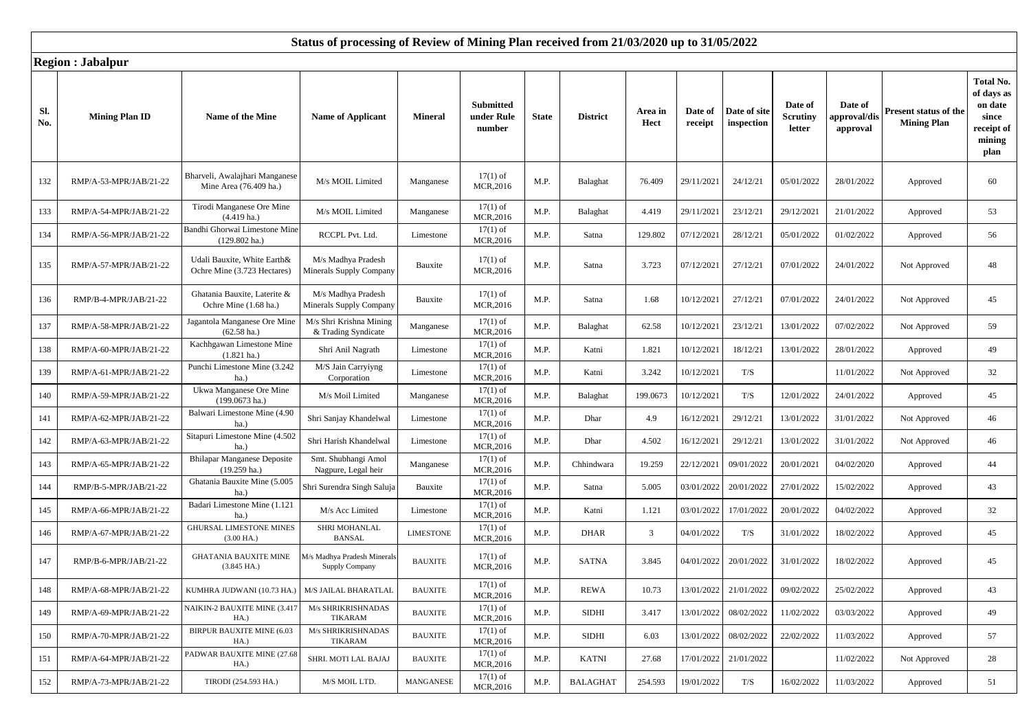# Status of processing of Review of Mining Plan received from 21/03/2020 up to 31/05/2022

## Region : Jabalpur

| Sl. No. | Mining Plan ID | Name of the Mine | Name of Applicant | Mineral | Submitted under Rule number | State | District | Area in Hect | Date of receipt | Date of site inspection | Date of Scrutiny letter | Date of approval/dis approval | Present status of the Mining Plan | Total No. of days as on date since receipt of mining plan |
|---|---|---|---|---|---|---|---|---|---|---|---|---|---|---|
| 132 | RMP/A-53-MPR/JAB/21-22 | Bharveli, Awalajhari Manganese Mine Area (76.409 ha.) | M/s MOIL Limited | Manganese | 17(1) of MCR,2016 | M.P. | Balaghat | 76.409 | 29/11/2021 | 24/12/21 | 05/01/2022 | 28/01/2022 | Approved | 60 |
| 133 | RMP/A-54-MPR/JAB/21-22 | Tirodi Manganese Ore Mine (4.419 ha.) | M/s MOIL Limited | Manganese | 17(1) of MCR,2016 | M.P. | Balaghat | 4.419 | 29/11/2021 | 23/12/21 | 29/12/2021 | 21/01/2022 | Approved | 53 |
| 134 | RMP/A-56-MPR/JAB/21-22 | Bandhi Ghorwai Limestone Mine (129.802 ha.) | RCCPL Pvt. Ltd. | Limestone | 17(1) of MCR,2016 | M.P. | Satna | 129.802 | 07/12/2021 | 28/12/21 | 05/01/2022 | 01/02/2022 | Approved | 56 |
| 135 | RMP/A-57-MPR/JAB/21-22 | Udali Bauxite, White Earth& Ochre Mine (3.723 Hectares) | M/s Madhya Pradesh Minerals Supply Company | Bauxite | 17(1) of MCR,2016 | M.P. | Satna | 3.723 | 07/12/2021 | 27/12/21 | 07/01/2022 | 24/01/2022 | Not Approved | 48 |
| 136 | RMP/B-4-MPR/JAB/21-22 | Ghatania Bauxite, Laterite & Ochre Mine (1.68 ha.) | M/s Madhya Pradesh Minerals Supply Company | Bauxite | 17(1) of MCR,2016 | M.P. | Satna | 1.68 | 10/12/2021 | 27/12/21 | 07/01/2022 | 24/01/2022 | Not Approved | 45 |
| 137 | RMP/A-58-MPR/JAB/21-22 | Jagantola Manganese Ore Mine (62.58 ha.) | M/s Shri Krishna Mining & Trading Syndicate | Manganese | 17(1) of MCR,2016 | M.P. | Balaghat | 62.58 | 10/12/2021 | 23/12/21 | 13/01/2022 | 07/02/2022 | Not Approved | 59 |
| 138 | RMP/A-60-MPR/JAB/21-22 | Kachhgawan Limestone Mine (1.821 ha.) | Shri Anil Nagrath | Limestone | 17(1) of MCR,2016 | M.P. | Katni | 1.821 | 10/12/2021 | 18/12/21 | 13/01/2022 | 28/01/2022 | Approved | 49 |
| 139 | RMP/A-61-MPR/JAB/21-22 | Punchi Limestone Mine (3.242 ha.) | M/S Jain Carryiyng Corporation | Limestone | 17(1) of MCR,2016 | M.P. | Katni | 3.242 | 10/12/2021 | T/S | | 11/01/2022 | Not Approved | 32 |
| 140 | RMP/A-59-MPR/JAB/21-22 | Ukwa Manganese Ore Mine (199.0673 ha.) | M/s Moil Limited | Manganese | 17(1) of MCR,2016 | M.P. | Balaghat | 199.0673 | 10/12/2021 | T/S | 12/01/2022 | 24/01/2022 | Approved | 45 |
| 141 | RMP/A-62-MPR/JAB/21-22 | Balwari Limestone Mine (4.90 ha.) | Shri Sanjay Khandelwal | Limestone | 17(1) of MCR,2016 | M.P. | Dhar | 4.9 | 16/12/2021 | 29/12/21 | 13/01/2022 | 31/01/2022 | Not Approved | 46 |
| 142 | RMP/A-63-MPR/JAB/21-22 | Sitapuri Limestone Mine (4.502 ha.) | Shri Harish Khandelwal | Limestone | 17(1) of MCR,2016 | M.P. | Dhar | 4.502 | 16/12/2021 | 29/12/21 | 13/01/2022 | 31/01/2022 | Not Approved | 46 |
| 143 | RMP/A-65-MPR/JAB/21-22 | Bhilapar Manganese Deposite (19.259 ha.) | Smt. Shubhangi Amol Nagpure, Legal heir | Manganese | 17(1) of MCR,2016 | M.P. | Chhindwara | 19.259 | 22/12/2021 | 09/01/2022 | 20/01/2021 | 04/02/2020 | Approved | 44 |
| 144 | RMP/B-5-MPR/JAB/21-22 | Ghatania Bauxite Mine (5.005 ha.) | Shri Surendra Singh Saluja | Bauxite | 17(1) of MCR,2016 | M.P. | Satna | 5.005 | 03/01/2022 | 20/01/2022 | 27/01/2022 | 15/02/2022 | Approved | 43 |
| 145 | RMP/A-66-MPR/JAB/21-22 | Badari Limestone Mine (1.121 ha.) | M/s Acc Limited | Limestone | 17(1) of MCR,2016 | M.P. | Katni | 1.121 | 03/01/2022 | 17/01/2022 | 20/01/2022 | 04/02/2022 | Approved | 32 |
| 146 | RMP/A-67-MPR/JAB/21-22 | GHURSAL LIMESTONE MINES (3.00 HA.) | SHRI MOHANLAL BANSAL | LIMESTONE | 17(1) of MCR,2016 | M.P. | DHAR | 3 | 04/01/2022 | T/S | 31/01/2022 | 18/02/2022 | Approved | 45 |
| 147 | RMP/B-6-MPR/JAB/21-22 | GHATANIA BAUXITE MINE (3.845 HA.) | M/s Madhya Pradesh Minerals Supply Company | BAUXITE | 17(1) of MCR,2016 | M.P. | SATNA | 3.845 | 04/01/2022 | 20/01/2022 | 31/01/2022 | 18/02/2022 | Approved | 45 |
| 148 | RMP/A-68-MPR/JAB/21-22 | KUMHRA JUDWANI (10.73 HA.) | M/S JAILAL BHARATLAL | BAUXITE | 17(1) of MCR,2016 | M.P. | REWA | 10.73 | 13/01/2022 | 21/01/2022 | 09/02/2022 | 25/02/2022 | Approved | 43 |
| 149 | RMP/A-69-MPR/JAB/21-22 | NAIKIN-2 BAUXITE MINE (3.417 HA.) | M/s SHRIKRISHNADAS TIKARAM | BAUXITE | 17(1) of MCR,2016 | M.P. | SIDHI | 3.417 | 13/01/2022 | 08/02/2022 | 11/02/2022 | 03/03/2022 | Approved | 49 |
| 150 | RMP/A-70-MPR/JAB/21-22 | BIRPUR BAUXITE MINE (6.03 HA.) | M/s SHRIKRISHNADAS TIKARAM | BAUXITE | 17(1) of MCR,2016 | M.P. | SIDHI | 6.03 | 13/01/2022 | 08/02/2022 | 22/02/2022 | 11/03/2022 | Approved | 57 |
| 151 | RMP/A-64-MPR/JAB/21-22 | PADWAR BAUXITE MINE (27.68 HA.) | SHRI. MOTI LAL BAJAJ | BAUXITE | 17(1) of MCR,2016 | M.P. | KATNI | 27.68 | 17/01/2022 | 21/01/2022 | | 11/02/2022 | Not Approved | 28 |
| 152 | RMP/A-73-MPR/JAB/21-22 | TIRODI (254.593 HA.) | M/S MOIL LTD. | MANGANESE | 17(1) of MCR,2016 | M.P. | BALAGHAT | 254.593 | 19/01/2022 | T/S | 16/02/2022 | 11/03/2022 | Approved | 51 |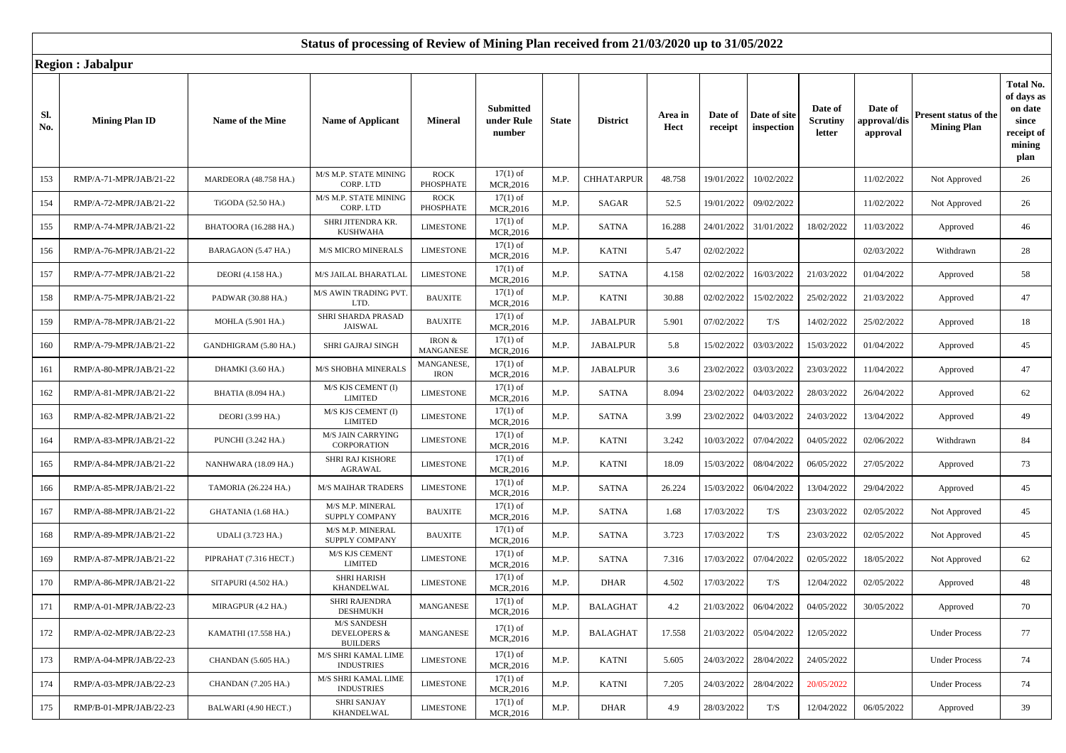# Status of processing of Review of Mining Plan received from 21/03/2020 up to 31/05/2022

**Region : Jabalpur**

| Sl. No. | Mining Plan ID | Name of the Mine | Name of Applicant | Mineral | Submitted under Rule number | State | District | Area in Hect | Date of receipt | Date of site inspection | Date of Scrutiny letter | Date of approval/dis approval | Present status of the Mining Plan | Total No. of days as on date since receipt of mining plan |
|---|---|---|---|---|---|---|---|---|---|---|---|---|---|---|
| 153 | RMP/A-71-MPR/JAB/21-22 | MARDEORA (48.758 HA.) | M/S M.P. STATE MINING CORP. LTD | ROCK PHOSPHATE | 17(1) of MCR,2016 | M.P. | CHHATARPUR | 48.758 | 19/01/2022 | 10/02/2022 | | 11/02/2022 | Not Approved | 26 |
| 154 | RMP/A-72-MPR/JAB/21-22 | TiGODA (52.50 HA.) | M/S M.P. STATE MINING CORP. LTD | ROCK PHOSPHATE | 17(1) of MCR,2016 | M.P. | SAGAR | 52.5 | 19/01/2022 | 09/02/2022 | | 11/02/2022 | Not Approved | 26 |
| 155 | RMP/A-74-MPR/JAB/21-22 | BHATOORA (16.288 HA.) | SHRI JITENDRA KR. KUSHWAHA | LIMESTONE | 17(1) of MCR,2016 | M.P. | SATNA | 16.288 | 24/01/2022 | 31/01/2022 | 18/02/2022 | 11/03/2022 | Approved | 46 |
| 156 | RMP/A-76-MPR/JAB/21-22 | BARAGAON (5.47 HA.) | M/S MICRO MINERALS | LIMESTONE | 17(1) of MCR,2016 | M.P. | KATNI | 5.47 | 02/02/2022 | | | 02/03/2022 | Withdrawn | 28 |
| 157 | RMP/A-77-MPR/JAB/21-22 | DEORI (4.158 HA.) | M/S JAILAL BHARATLAL | LIMESTONE | 17(1) of MCR,2016 | M.P. | SATNA | 4.158 | 02/02/2022 | 16/03/2022 | 21/03/2022 | 01/04/2022 | Approved | 58 |
| 158 | RMP/A-75-MPR/JAB/21-22 | PADWAR (30.88 HA.) | M/S AWIN TRADING PVT. LTD. | BAUXITE | 17(1) of MCR,2016 | M.P. | KATNI | 30.88 | 02/02/2022 | 15/02/2022 | 25/02/2022 | 21/03/2022 | Approved | 47 |
| 159 | RMP/A-78-MPR/JAB/21-22 | MOHLA (5.901 HA.) | SHRI SHARDA PRASAD JAISWAL | BAUXITE | 17(1) of MCR,2016 | M.P. | JABALPUR | 5.901 | 07/02/2022 | T/S | 14/02/2022 | 25/02/2022 | Approved | 18 |
| 160 | RMP/A-79-MPR/JAB/21-22 | GANDHIGRAM (5.80 HA.) | SHRI GAJRAJ SINGH | IRON & MANGANESE | 17(1) of MCR,2016 | M.P. | JABALPUR | 5.8 | 15/02/2022 | 03/03/2022 | 15/03/2022 | 01/04/2022 | Approved | 45 |
| 161 | RMP/A-80-MPR/JAB/21-22 | DHAMKI (3.60 HA.) | M/S SHOBHA MINERALS | MANGANESE, IRON | 17(1) of MCR,2016 | M.P. | JABALPUR | 3.6 | 23/02/2022 | 03/03/2022 | 23/03/2022 | 11/04/2022 | Approved | 47 |
| 162 | RMP/A-81-MPR/JAB/21-22 | BHATIA (8.094 HA.) | M/S KJS CEMENT (I) LIMITED | LIMESTONE | 17(1) of MCR,2016 | M.P. | SATNA | 8.094 | 23/02/2022 | 04/03/2022 | 28/03/2022 | 26/04/2022 | Approved | 62 |
| 163 | RMP/A-82-MPR/JAB/21-22 | DEORI (3.99 HA.) | M/S KJS CEMENT (I) LIMITED | LIMESTONE | 17(1) of MCR,2016 | M.P. | SATNA | 3.99 | 23/02/2022 | 04/03/2022 | 24/03/2022 | 13/04/2022 | Approved | 49 |
| 164 | RMP/A-83-MPR/JAB/21-22 | PUNCHI (3.242 HA.) | M/S JAIN CARRYING CORPORATION | LIMESTONE | 17(1) of MCR,2016 | M.P. | KATNI | 3.242 | 10/03/2022 | 07/04/2022 | 04/05/2022 | 02/06/2022 | Withdrawn | 84 |
| 165 | RMP/A-84-MPR/JAB/21-22 | NANHWARA (18.09 HA.) | SHRI RAJ KISHORE AGRAWAL | LIMESTONE | 17(1) of MCR,2016 | M.P. | KATNI | 18.09 | 15/03/2022 | 08/04/2022 | 06/05/2022 | 27/05/2022 | Approved | 73 |
| 166 | RMP/A-85-MPR/JAB/21-22 | TAMORIA (26.224 HA.) | M/S MAIHAR TRADERS | LIMESTONE | 17(1) of MCR,2016 | M.P. | SATNA | 26.224 | 15/03/2022 | 06/04/2022 | 13/04/2022 | 29/04/2022 | Approved | 45 |
| 167 | RMP/A-88-MPR/JAB/21-22 | GHATANIA (1.68 HA.) | M/S M.P. MINERAL SUPPLY COMPANY | BAUXITE | 17(1) of MCR,2016 | M.P. | SATNA | 1.68 | 17/03/2022 | T/S | 23/03/2022 | 02/05/2022 | Not Approved | 45 |
| 168 | RMP/A-89-MPR/JAB/21-22 | UDALI (3.723 HA.) | M/S M.P. MINERAL SUPPLY COMPANY | BAUXITE | 17(1) of MCR,2016 | M.P. | SATNA | 3.723 | 17/03/2022 | T/S | 23/03/2022 | 02/05/2022 | Not Approved | 45 |
| 169 | RMP/A-87-MPR/JAB/21-22 | PIPRAHAT (7.316 HECT.) | M/S KJS CEMENT LIMITED | LIMESTONE | 17(1) of MCR,2016 | M.P. | SATNA | 7.316 | 17/03/2022 | 07/04/2022 | 02/05/2022 | 18/05/2022 | Not Approved | 62 |
| 170 | RMP/A-86-MPR/JAB/21-22 | SITAPURI (4.502 HA.) | SHRI HARISH KHANDELWAL | LIMESTONE | 17(1) of MCR,2016 | M.P. | DHAR | 4.502 | 17/03/2022 | T/S | 12/04/2022 | 02/05/2022 | Approved | 48 |
| 171 | RMP/A-01-MPR/JAB/22-23 | MIRAGPUR (4.2 HA.) | SHRI RAJENDRA DESHMUKH | MANGANESE | 17(1) of MCR,2016 | M.P. | BALAGHAT | 4.2 | 21/03/2022 | 06/04/2022 | 04/05/2022 | 30/05/2022 | Approved | 70 |
| 172 | RMP/A-02-MPR/JAB/22-23 | KAMATHI (17.558 HA.) | M/S SANDESH DEVELOPERS & BUILDERS | MANGANESE | 17(1) of MCR,2016 | M.P. | BALAGHAT | 17.558 | 21/03/2022 | 05/04/2022 | 12/05/2022 | | Under Process | 77 |
| 173 | RMP/A-04-MPR/JAB/22-23 | CHANDAN (5.605 HA.) | M/S SHRI KAMAL LIME INDUSTRIES | LIMESTONE | 17(1) of MCR,2016 | M.P. | KATNI | 5.605 | 24/03/2022 | 28/04/2022 | 24/05/2022 | | Under Process | 74 |
| 174 | RMP/A-03-MPR/JAB/22-23 | CHANDAN (7.205 HA.) | M/S SHRI KAMAL LIME INDUSTRIES | LIMESTONE | 17(1) of MCR,2016 | M.P. | KATNI | 7.205 | 24/03/2022 | 28/04/2022 | 20/05/2022 | | Under Process | 74 |
| 175 | RMP/B-01-MPR/JAB/22-23 | BALWARI (4.90 HECT.) | SHRI SANJAY KHANDELWAL | LIMESTONE | 17(1) of MCR,2016 | M.P. | DHAR | 4.9 | 28/03/2022 | T/S | 12/04/2022 | 06/05/2022 | Approved | 39 |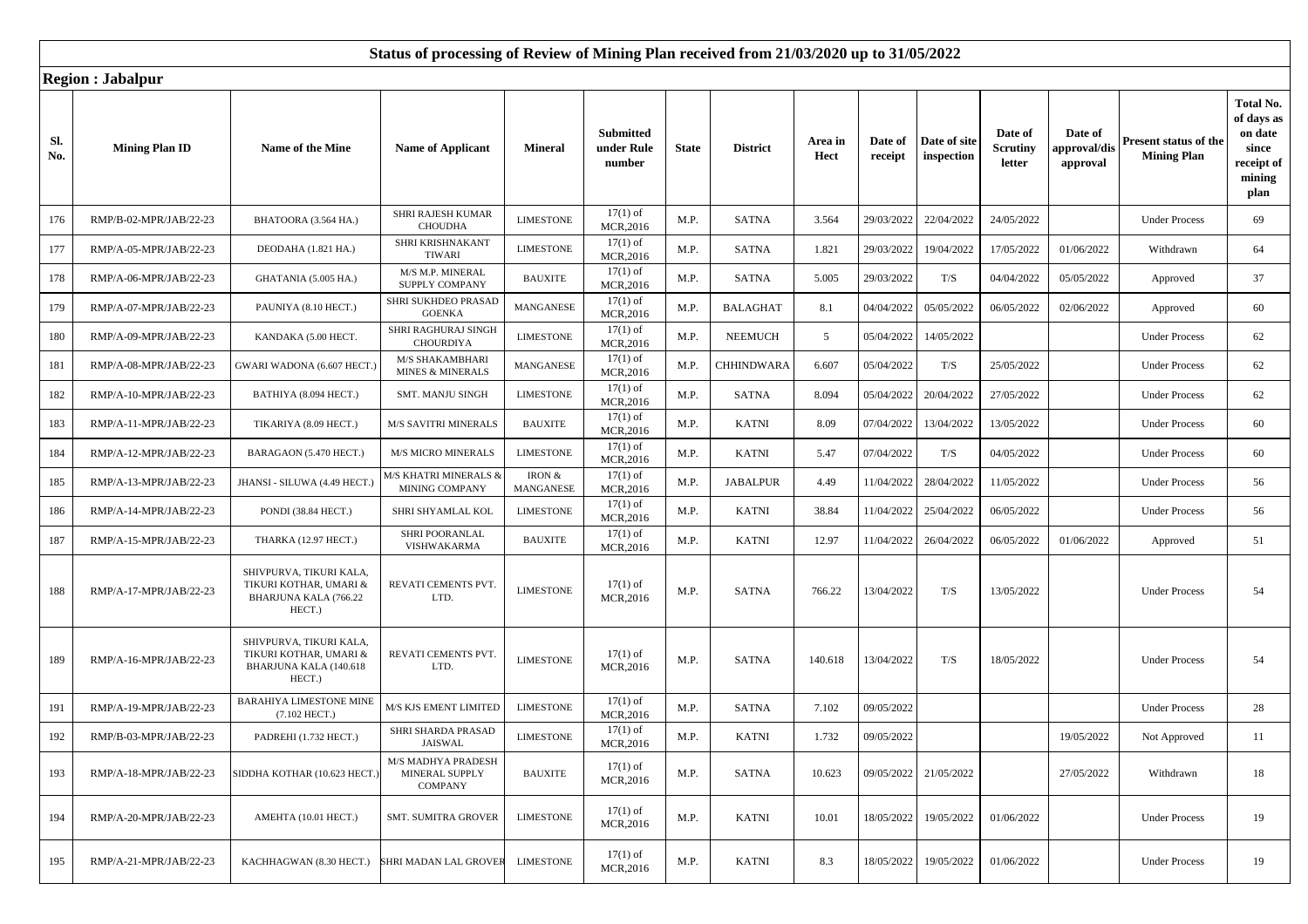# Status of processing of Review of Mining Plan received from 21/03/2020 up to 31/05/2022

## Region : Jabalpur

| Sl. No. | Mining Plan ID | Name of the Mine | Name of Applicant | Mineral | Submitted under Rule number | State | District | Area in Hect | Date of receipt | Date of site inspection | Date of Scrutiny letter | Date of approval/dis approval | Present status of the Mining Plan | Total No. of days as on date since receipt of mining plan |
|---|---|---|---|---|---|---|---|---|---|---|---|---|---|---|
| 176 | RMP/B-02-MPR/JAB/22-23 | BHATOORA (3.564 HA.) | SHRI RAJESH KUMAR CHOUDHA | LIMESTONE | 17(1) of MCR,2016 | M.P. | SATNA | 3.564 | 29/03/2022 | 22/04/2022 | 24/05/2022 | | Under Process | 69 |
| 177 | RMP/A-05-MPR/JAB/22-23 | DEODAHA (1.821 HA.) | SHRI KRISHNAKANT TIWARI | LIMESTONE | 17(1) of MCR,2016 | M.P. | SATNA | 1.821 | 29/03/2022 | 19/04/2022 | 17/05/2022 | 01/06/2022 | Withdrawn | 64 |
| 178 | RMP/A-06-MPR/JAB/22-23 | GHATANIA (5.005 HA.) | M/S M.P. MINERAL SUPPLY COMPANY | BAUXITE | 17(1) of MCR,2016 | M.P. | SATNA | 5.005 | 29/03/2022 | T/S | 04/04/2022 | 05/05/2022 | Approved | 37 |
| 179 | RMP/A-07-MPR/JAB/22-23 | PAUNIYA (8.10 HECT.) | SHRI SUKHDEO PRASAD GOENKA | MANGANESE | 17(1) of MCR,2016 | M.P. | BALAGHAT | 8.1 | 04/04/2022 | 05/05/2022 | 06/05/2022 | 02/06/2022 | Approved | 60 |
| 180 | RMP/A-09-MPR/JAB/22-23 | KANDAKA (5.00 HECT. | SHRI RAGHURAJ SINGH CHOURDIYA | LIMESTONE | 17(1) of MCR,2016 | M.P. | NEEMUCH | 5 | 05/04/2022 | 14/05/2022 | | | Under Process | 62 |
| 181 | RMP/A-08-MPR/JAB/22-23 | GWARI WADONA (6.607 HECT.) | M/S SHAKAMBHARI MINES & MINERALS | MANGANESE | 17(1) of MCR,2016 | M.P. | CHHINDWARA | 6.607 | 05/04/2022 | T/S | 25/05/2022 | | Under Process | 62 |
| 182 | RMP/A-10-MPR/JAB/22-23 | BATHIYA (8.094 HECT.) | SMT. MANJU SINGH | LIMESTONE | 17(1) of MCR,2016 | M.P. | SATNA | 8.094 | 05/04/2022 | 20/04/2022 | 27/05/2022 | | Under Process | 62 |
| 183 | RMP/A-11-MPR/JAB/22-23 | TIKARIYA (8.09 HECT.) | M/S SAVITRI MINERALS | BAUXITE | 17(1) of MCR,2016 | M.P. | KATNI | 8.09 | 07/04/2022 | 13/04/2022 | 13/05/2022 | | Under Process | 60 |
| 184 | RMP/A-12-MPR/JAB/22-23 | BARAGAON (5.470 HECT.) | M/S MICRO MINERALS | LIMESTONE | 17(1) of MCR,2016 | M.P. | KATNI | 5.47 | 07/04/2022 | T/S | 04/05/2022 | | Under Process | 60 |
| 185 | RMP/A-13-MPR/JAB/22-23 | JHANSI - SILUWA (4.49 HECT.) | M/S KHATRI MINERALS & MINING COMPANY | IRON & MANGANESE | 17(1) of MCR,2016 | M.P. | JABALPUR | 4.49 | 11/04/2022 | 28/04/2022 | 11/05/2022 | | Under Process | 56 |
| 186 | RMP/A-14-MPR/JAB/22-23 | PONDI (38.84 HECT.) | SHRI SHYAMLAL KOL | LIMESTONE | 17(1) of MCR,2016 | M.P. | KATNI | 38.84 | 11/04/2022 | 25/04/2022 | 06/05/2022 | | Under Process | 56 |
| 187 | RMP/A-15-MPR/JAB/22-23 | THARKA (12.97 HECT.) | SHRI POORANLAL VISHWAKARMA | BAUXITE | 17(1) of MCR,2016 | M.P. | KATNI | 12.97 | 11/04/2022 | 26/04/2022 | 06/05/2022 | 01/06/2022 | Approved | 51 |
| 188 | RMP/A-17-MPR/JAB/22-23 | SHIVPURVA, TIKURI KALA, TIKURI KOTHAR, UMARI & BHARJUNA KALA (766.22 HECT.) | REVATI CEMENTS PVT. LTD. | LIMESTONE | 17(1) of MCR,2016 | M.P. | SATNA | 766.22 | 13/04/2022 | T/S | 13/05/2022 | | Under Process | 54 |
| 189 | RMP/A-16-MPR/JAB/22-23 | SHIVPURVA, TIKURI KALA, TIKURI KOTHAR, UMARI & BHARJUNA KALA (140.618 HECT.) | REVATI CEMENTS PVT. LTD. | LIMESTONE | 17(1) of MCR,2016 | M.P. | SATNA | 140.618 | 13/04/2022 | T/S | 18/05/2022 | | Under Process | 54 |
| 191 | RMP/A-19-MPR/JAB/22-23 | BARAHIYA LIMESTONE MINE (7.102 HECT.) | M/S KJS EMENT LIMITED | LIMESTONE | 17(1) of MCR,2016 | M.P. | SATNA | 7.102 | 09/05/2022 | | | | Under Process | 28 |
| 192 | RMP/B-03-MPR/JAB/22-23 | PADREHI (1.732 HECT.) | SHRI SHARDA PRASAD JAISWAL | LIMESTONE | 17(1) of MCR,2016 | M.P. | KATNI | 1.732 | 09/05/2022 | | | 19/05/2022 | Not Approved | 11 |
| 193 | RMP/A-18-MPR/JAB/22-23 | SIDDHA KOTHAR (10.623 HECT.) | M/S MADHYA PRADESH MINERAL SUPPLY COMPANY | BAUXITE | 17(1) of MCR,2016 | M.P. | SATNA | 10.623 | 09/05/2022 | 21/05/2022 | | 27/05/2022 | Withdrawn | 18 |
| 194 | RMP/A-20-MPR/JAB/22-23 | AMEHTA (10.01 HECT.) | SMT. SUMITRA GROVER | LIMESTONE | 17(1) of MCR,2016 | M.P. | KATNI | 10.01 | 18/05/2022 | 19/05/2022 | 01/06/2022 | | Under Process | 19 |
| 195 | RMP/A-21-MPR/JAB/22-23 | KACHHAGWAN (8.30 HECT.) | SHRI MADAN LAL GROVER | LIMESTONE | 17(1) of MCR,2016 | M.P. | KATNI | 8.3 | 18/05/2022 | 19/05/2022 | 01/06/2022 | | Under Process | 19 |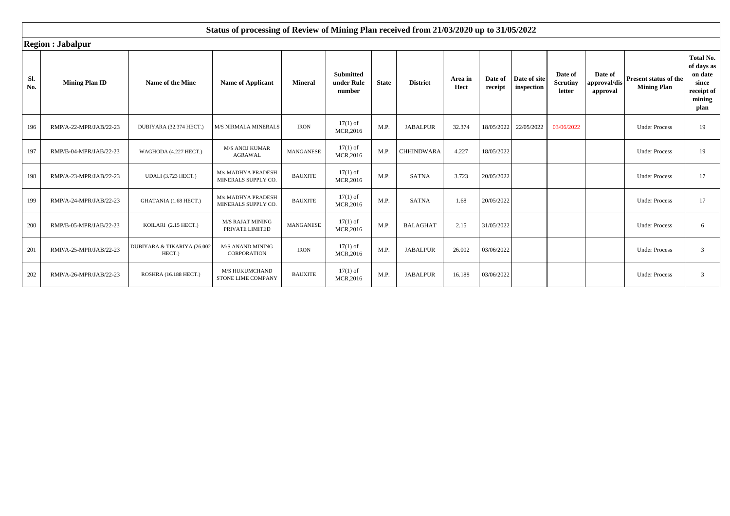# Status of processing of Review of Mining Plan received from 21/03/2020 up to 31/05/2022

## Region : Jabalpur

| Sl. No. | Mining Plan ID | Name of the Mine | Name of Applicant | Mineral | Submitted under Rule number | State | District | Area in Hect | Date of receipt | Date of site inspection | Date of Scrutiny letter | Date of approval/disapproval | Present status of the Mining Plan | Total No. of days as on date since receipt of mining plan |
|---|---|---|---|---|---|---|---|---|---|---|---|---|---|---|
| 196 | RMP/A-22-MPR/JAB/22-23 | DUBIYARA (32.374 HECT.) | M/S NIRMALA MINERALS | IRON | 17(1) of MCR,2016 | M.P. | JABALPUR | 32.374 | 18/05/2022 | 22/05/2022 | 03/06/2022 | | Under Process | 19 |
| 197 | RMP/B-04-MPR/JAB/22-23 | WAGHODA (4.227 HECT.) | M/S ANOJ KUMAR AGRAWAL | MANGANESE | 17(1) of MCR,2016 | M.P. | CHHINDWARA | 4.227 | 18/05/2022 | | | | Under Process | 19 |
| 198 | RMP/A-23-MPR/JAB/22-23 | UDALI (3.723 HECT.) | M/s MADHYA PRADESH MINERALS SUPPLY CO. | BAUXITE | 17(1) of MCR,2016 | M.P. | SATNA | 3.723 | 20/05/2022 | | | | Under Process | 17 |
| 199 | RMP/A-24-MPR/JAB/22-23 | GHATANIA (1.68 HECT.) | M/s MADHYA PRADESH MINERALS SUPPLY CO. | BAUXITE | 17(1) of MCR,2016 | M.P. | SATNA | 1.68 | 20/05/2022 | | | | Under Process | 17 |
| 200 | RMP/B-05-MPR/JAB/22-23 | KOILARI (2.15 HECT.) | M/S RAJAT MINING PRIVATE LIMITED | MANGANESE | 17(1) of MCR,2016 | M.P. | BALAGHAT | 2.15 | 31/05/2022 | | | | Under Process | 6 |
| 201 | RMP/A-25-MPR/JAB/22-23 | DUBIYARA & TIKARIYA (26.002 HECT.) | M/S ANAND MINING CORPORATION | IRON | 17(1) of MCR,2016 | M.P. | JABALPUR | 26.002 | 03/06/2022 | | | | Under Process | 3 |
| 202 | RMP/A-26-MPR/JAB/22-23 | ROSHRA (16.188 HECT.) | M/S HUKUMCHAND STONE LIME COMPANY | BAUXITE | 17(1) of MCR,2016 | M.P. | JABALPUR | 16.188 | 03/06/2022 | | | | Under Process | 3 |